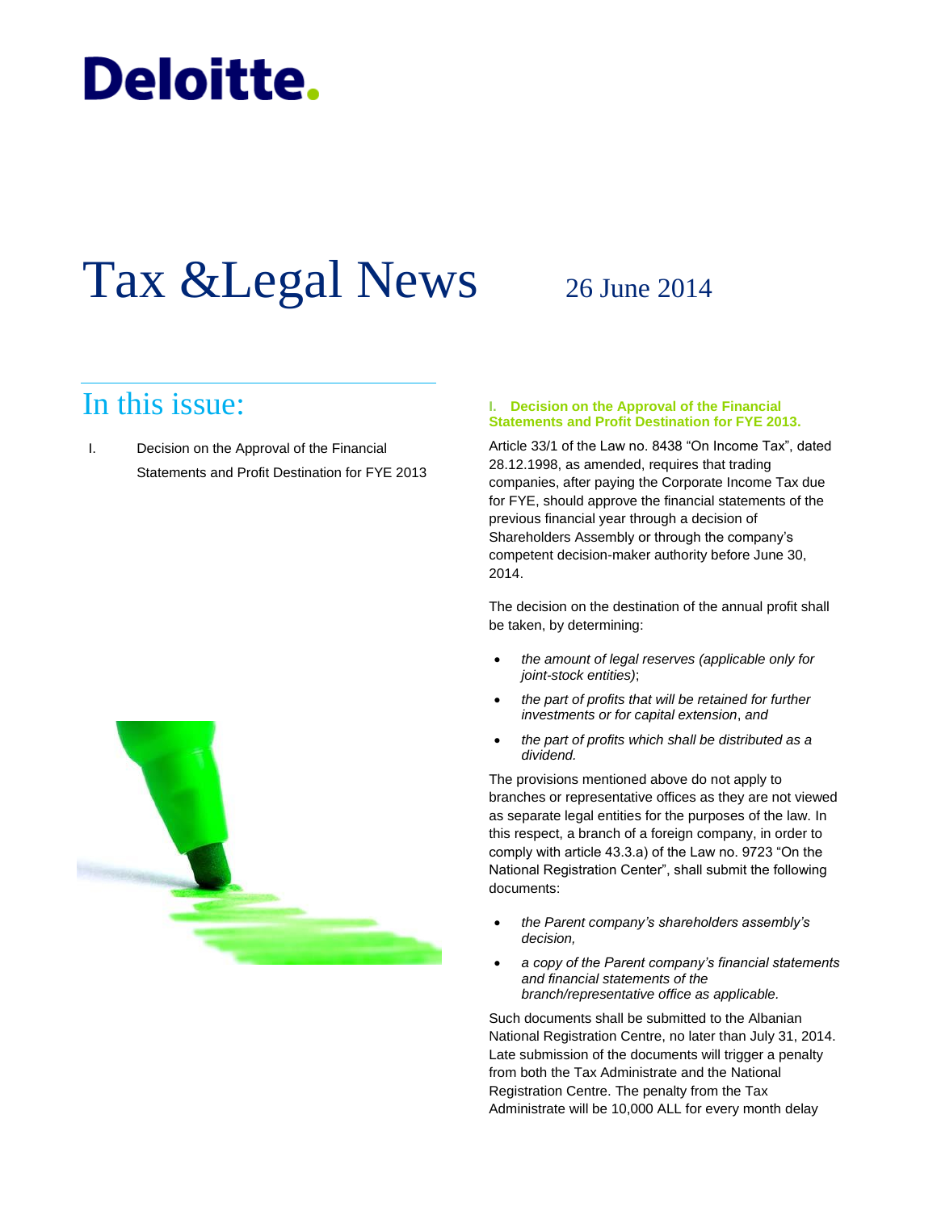Deloitte.

# Tax &Legal News

26 June 2014

## In this issue:

I. Decision on the Approval of the Financial Statements and Profit Destination for FYE 2013

### I. Decision on the Approval of the Financial Statements and Profit Destination for FYE 2013.

Article 33/1 of the Law no. 8438 "On Income Tax", dated 28.12.1998, as amended, requires that trading companies, after paying the Corporate Income Tax due for FYE, should approve the financial statements of the previous financial year through a decision of Shareholders Assembly or through the company's competent decision-maker authority before June 30, 2014.

The decision on the destination of the annual profit shall be taken, by determining:

- *the amount of legal reserves (applicable only for joint-stock entities)*;
- *the part of profits that will be retained for further investments or for capital extension*, *and*
- *the part of profits which shall be distributed as a dividend.*

The provisions mentioned above do not apply to branches or representative offices as they are not viewed as separate legal entities for the purposes of the law. In this respect, a branch of a foreign company, in order to comply with article 43.3.a) of the Law no. 9723 "On the National Registration Center", shall submit the following documents:

- *the Parent company's shareholders assembly's decision,*
- *a copy of the Parent company's financial statements and financial statements of the branch/representative office as applicable.*

Such documents shall be submitted to the Albanian National Registration Centre, no later than July 31, 2014. Late submission of the documents will trigger a penalty from both the Tax Administrate and the National Registration Centre. The penalty from the Tax Administrate will be 10,000 ALL for every month delay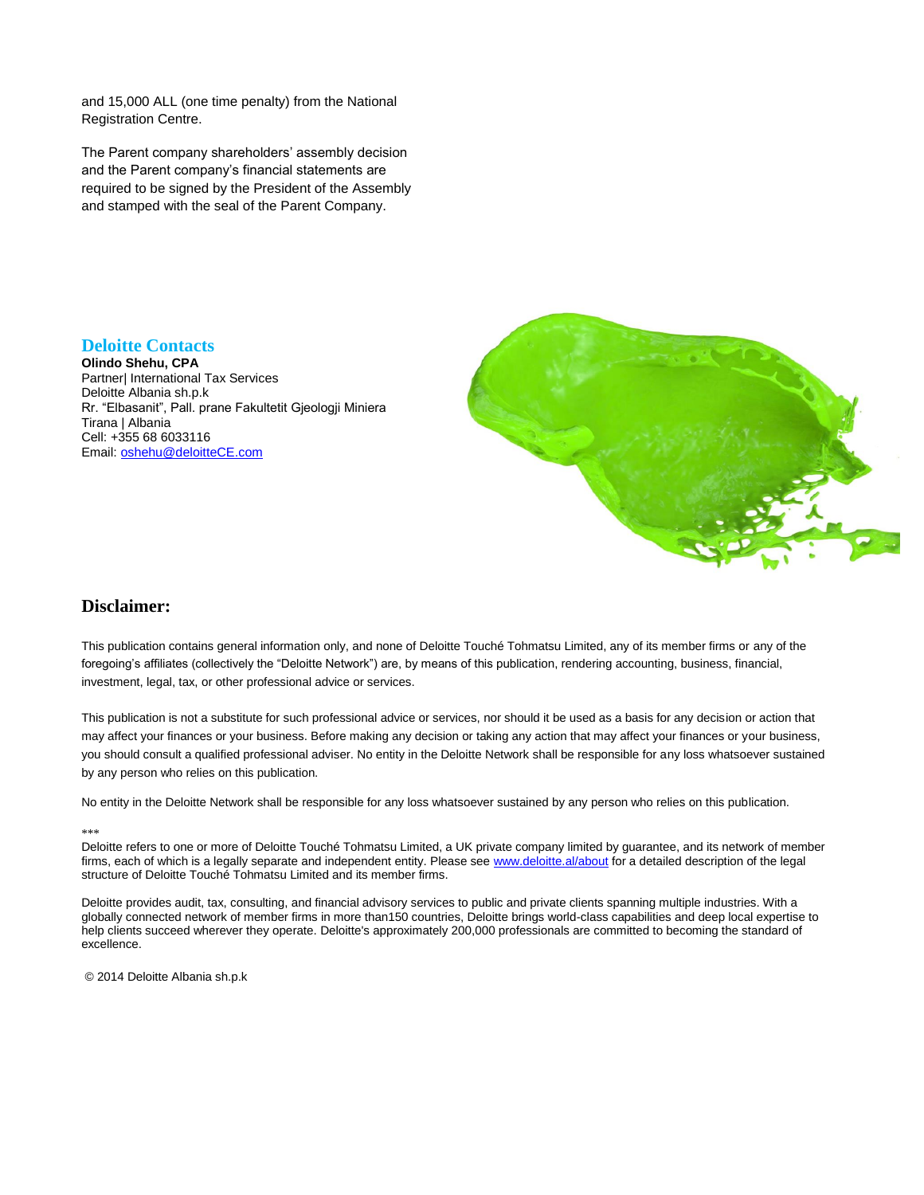and 15,000 ALL (one time penalty) from the National Registration Centre.

The Parent company shareholders' assembly decision and the Parent company's financial statements are required to be signed by the President of the Assembly and stamped with the seal of the Parent Company.

## Deloitte Contacts

**Olindo Shehu, CPA**
Partner| International Tax Services
Deloitte Albania sh.p.k
Rr. "Elbasanit", Pall. prane Fakultetit Gjeologji Miniera
Tirana | Albania
Cell: +355 68 6033116
Email: oshehu@deloitteCE.com

## Disclaimer:

This publication contains general information only, and none of Deloitte Touché Tohmatsu Limited, any of its member firms or any of the foregoing's affiliates (collectively the "Deloitte Network") are, by means of this publication, rendering accounting, business, financial, investment, legal, tax, or other professional advice or services.

This publication is not a substitute for such professional advice or services, nor should it be used as a basis for any decision or action that may affect your finances or your business. Before making any decision or taking any action that may affect your finances or your business, you should consult a qualified professional adviser. No entity in the Deloitte Network shall be responsible for any loss whatsoever sustained by any person who relies on this publication.

No entity in the Deloitte Network shall be responsible for any loss whatsoever sustained by any person who relies on this publication.

***

Deloitte refers to one or more of Deloitte Touché Tohmatsu Limited, a UK private company limited by guarantee, and its network of member firms, each of which is a legally separate and independent entity. Please see www.deloitte.al/about for a detailed description of the legal structure of Deloitte Touché Tohmatsu Limited and its member firms.

Deloitte provides audit, tax, consulting, and financial advisory services to public and private clients spanning multiple industries. With a globally connected network of member firms in more than150 countries, Deloitte brings world-class capabilities and deep local expertise to help clients succeed wherever they operate. Deloitte's approximately 200,000 professionals are committed to becoming the standard of excellence.

© 2014 Deloitte Albania sh.p.k